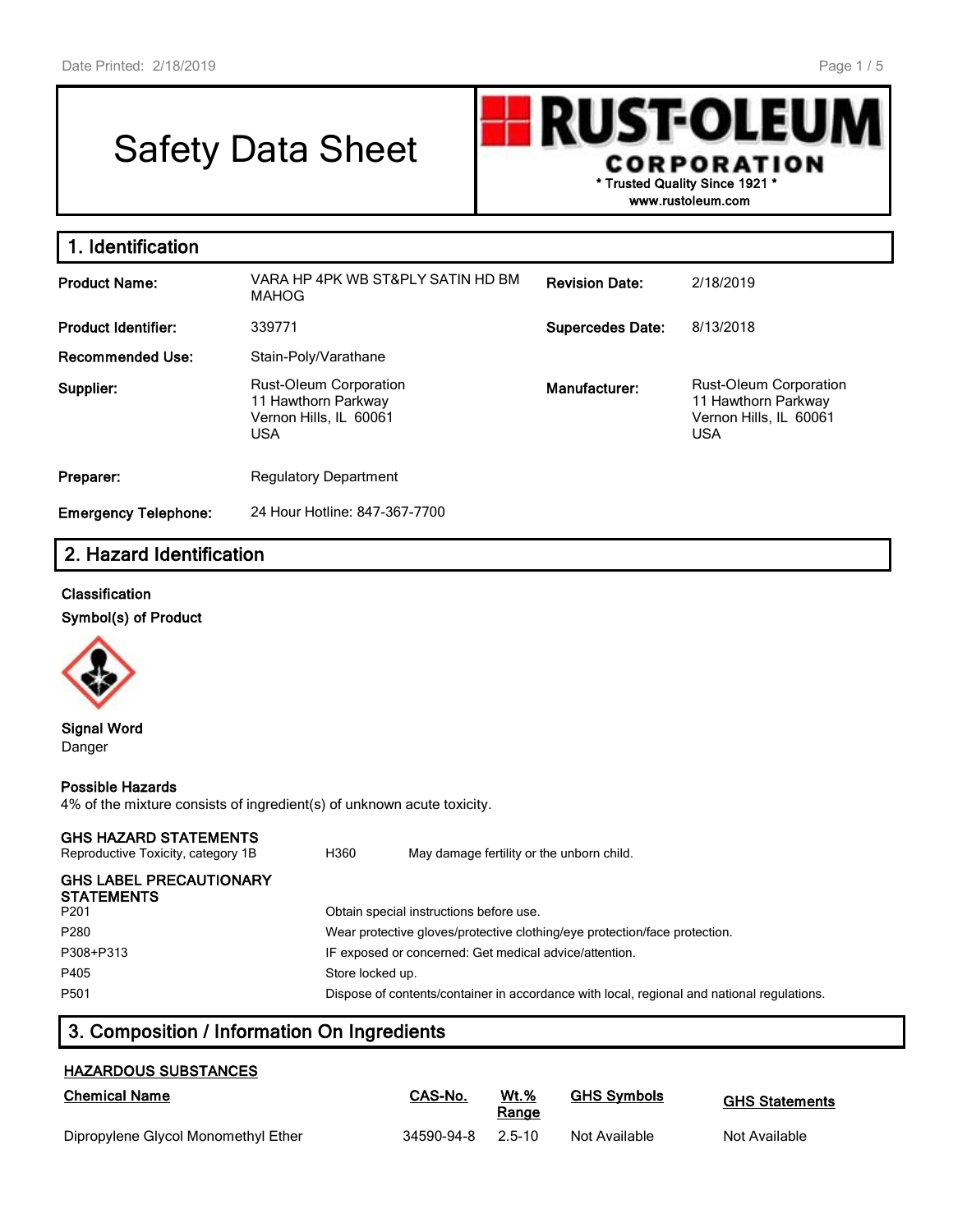# Safety Data Sheet

**RUST-OLEUM CORPORATION**
* Trusted Quality Since 1921 *
www.rustoleum.com

## 1. Identification

| | | | |
|---|---|---|---|
| **Product Name:** | VARA HP 4PK WB ST&PLY SATIN HD BM MAHOG | **Revision Date:** | 2/18/2019 |
| **Product Identifier:** | 339771 | **Supercedes Date:** | 8/13/2018 |
| **Recommended Use:** | Stain-Poly/Varathane | | |
| **Supplier:** | Rust-Oleum Corporation<br>11 Hawthorn Parkway<br>Vernon Hills, IL 60061<br>USA | **Manufacturer:** | Rust-Oleum Corporation<br>11 Hawthorn Parkway<br>Vernon Hills, IL 60061<br>USA |
| **Preparer:** | Regulatory Department | | |
| **Emergency Telephone:** | 24 Hour Hotline: 847-367-7700 | | |

## 2. Hazard Identification

**Classification**

**Symbol(s) of Product**

**Signal Word**
Danger

**Possible Hazards**
4% of the mixture consists of ingredient(s) of unknown acute toxicity.

**GHS HAZARD STATEMENTS**

| | | |
|---|---|---|
| Reproductive Toxicity, category 1B | H360 | May damage fertility or the unborn child. |

**GHS LABEL PRECAUTIONARY STATEMENTS**

| | |
|---|---|
| P201 | Obtain special instructions before use. |
| P280 | Wear protective gloves/protective clothing/eye protection/face protection. |
| P308+P313 | IF exposed or concerned: Get medical advice/attention. |
| P405 | Store locked up. |
| P501 | Dispose of contents/container in accordance with local, regional and national regulations. |

## 3. Composition / Information On Ingredients

**HAZARDOUS SUBSTANCES**

| Chemical Name | CAS-No. | Wt.% Range | GHS Symbols | GHS Statements |
|---|---|---|---|---|
| Dipropylene Glycol Monomethyl Ether | 34590-94-8 | 2.5-10 | Not Available | Not Available |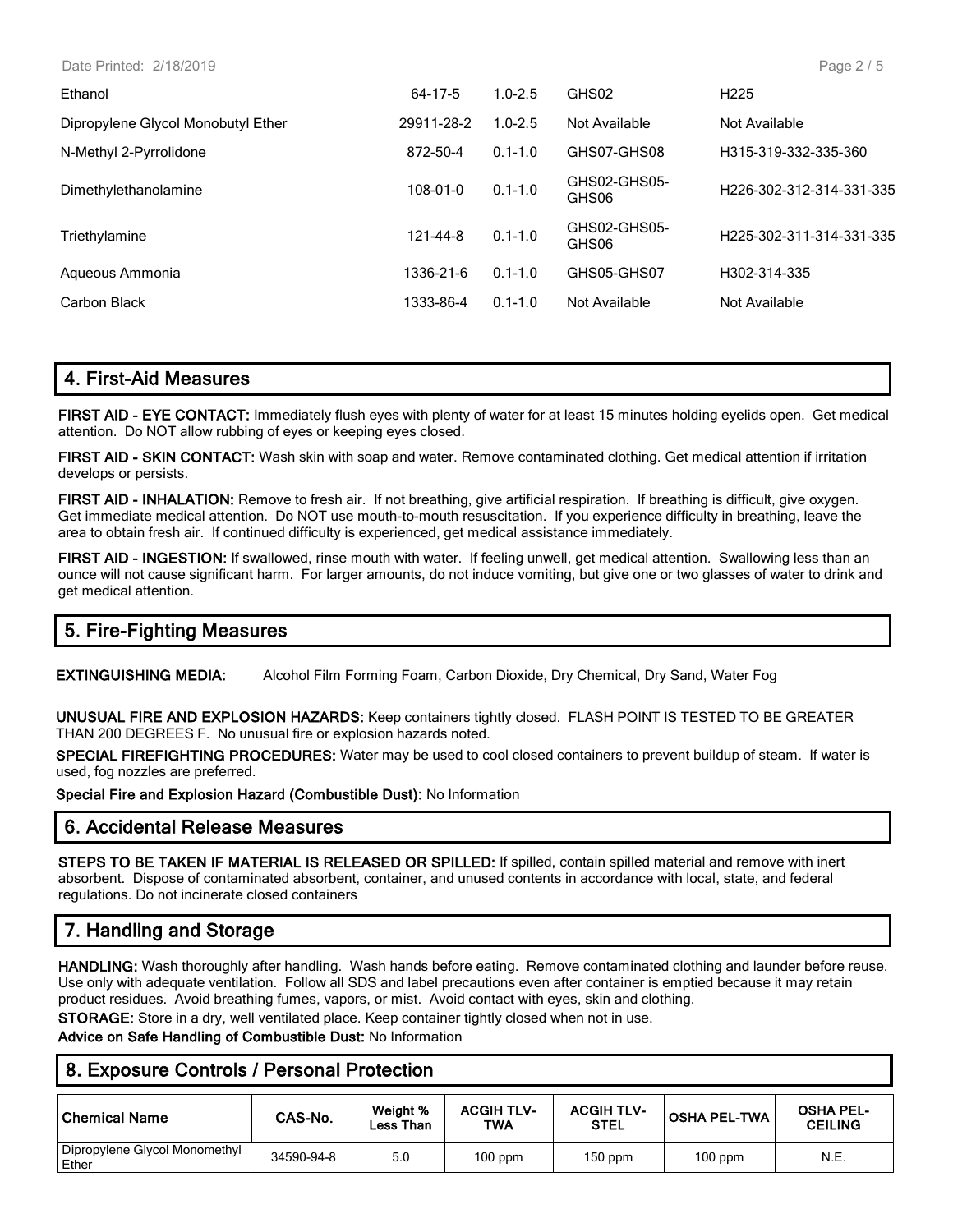| | | | | |
|---|---|---|---|---|
| Ethanol | 64-17-5 | 1.0-2.5 | GHS02 | H225 |
| Dipropylene Glycol Monobutyl Ether | 29911-28-2 | 1.0-2.5 | Not Available | Not Available |
| N-Methyl 2-Pyrrolidone | 872-50-4 | 0.1-1.0 | GHS07-GHS08 | H315-319-332-335-360 |
| Dimethylethanolamine | 108-01-0 | 0.1-1.0 | GHS02-GHS05-GHS06 | H226-302-312-314-331-335 |
| Triethylamine | 121-44-8 | 0.1-1.0 | GHS02-GHS05-GHS06 | H225-302-311-314-331-335 |
| Aqueous Ammonia | 1336-21-6 | 0.1-1.0 | GHS05-GHS07 | H302-314-335 |
| Carbon Black | 1333-86-4 | 0.1-1.0 | Not Available | Not Available |

## 4. First-Aid Measures

**FIRST AID - EYE CONTACT:** Immediately flush eyes with plenty of water for at least 15 minutes holding eyelids open. Get medical attention. Do NOT allow rubbing of eyes or keeping eyes closed.

**FIRST AID - SKIN CONTACT:** Wash skin with soap and water. Remove contaminated clothing. Get medical attention if irritation develops or persists.

**FIRST AID - INHALATION:** Remove to fresh air. If not breathing, give artificial respiration. If breathing is difficult, give oxygen. Get immediate medical attention. Do NOT use mouth-to-mouth resuscitation. If you experience difficulty in breathing, leave the area to obtain fresh air. If continued difficulty is experienced, get medical assistance immediately.

**FIRST AID - INGESTION:** If swallowed, rinse mouth with water. If feeling unwell, get medical attention. Swallowing less than an ounce will not cause significant harm. For larger amounts, do not induce vomiting, but give one or two glasses of water to drink and get medical attention.

## 5. Fire-Fighting Measures

**EXTINGUISHING MEDIA:** Alcohol Film Forming Foam, Carbon Dioxide, Dry Chemical, Dry Sand, Water Fog

**UNUSUAL FIRE AND EXPLOSION HAZARDS:** Keep containers tightly closed. FLASH POINT IS TESTED TO BE GREATER THAN 200 DEGREES F. No unusual fire or explosion hazards noted.

**SPECIAL FIREFIGHTING PROCEDURES:** Water may be used to cool closed containers to prevent buildup of steam. If water is used, fog nozzles are preferred.

**Special Fire and Explosion Hazard (Combustible Dust):** No Information

## 6. Accidental Release Measures

**STEPS TO BE TAKEN IF MATERIAL IS RELEASED OR SPILLED:** If spilled, contain spilled material and remove with inert absorbent. Dispose of contaminated absorbent, container, and unused contents in accordance with local, state, and federal regulations. Do not incinerate closed containers

## 7. Handling and Storage

**HANDLING:** Wash thoroughly after handling. Wash hands before eating. Remove contaminated clothing and launder before reuse. Use only with adequate ventilation. Follow all SDS and label precautions even after container is emptied because it may retain product residues. Avoid breathing fumes, vapors, or mist. Avoid contact with eyes, skin and clothing.

**STORAGE:** Store in a dry, well ventilated place. Keep container tightly closed when not in use.

**Advice on Safe Handling of Combustible Dust:** No Information

## 8. Exposure Controls / Personal Protection

| Chemical Name | CAS-No. | Weight % Less Than | ACGIH TLV-TWA | ACGIH TLV-STEL | OSHA PEL-TWA | OSHA PEL-CEILING |
|---|---|---|---|---|---|---|
| Dipropylene Glycol Monomethyl Ether | 34590-94-8 | 5.0 | 100 ppm | 150 ppm | 100 ppm | N.E. |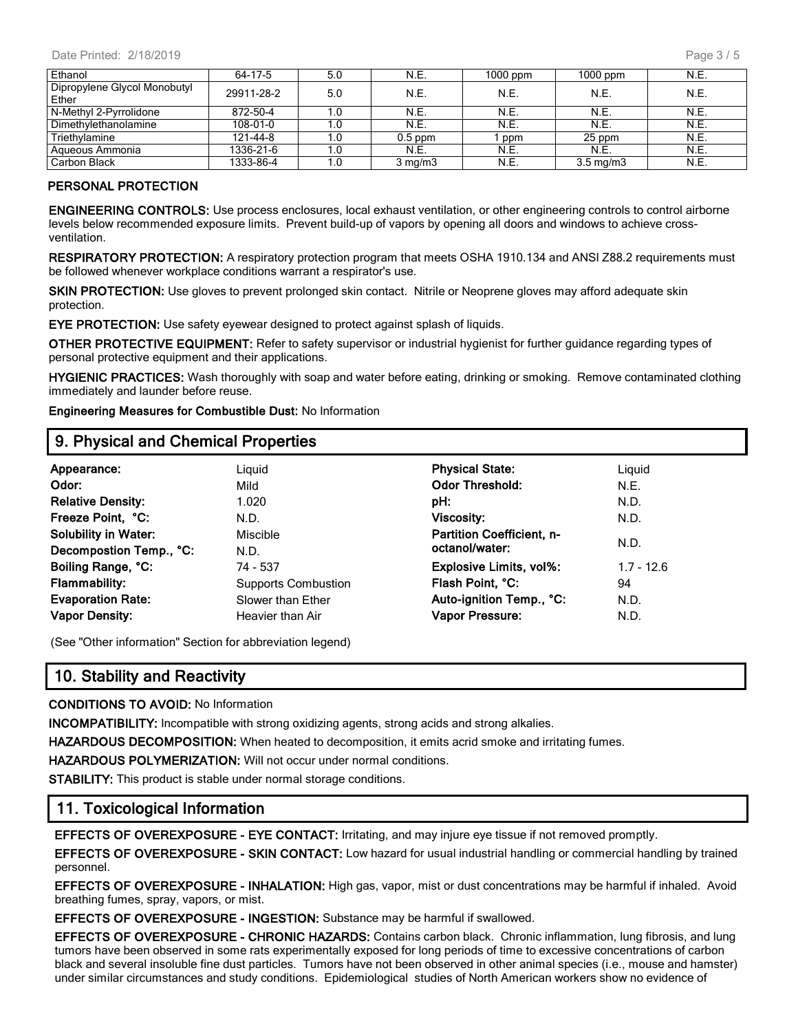| Ethanol | 64-17-5 | 5.0 | N.E. | 1000 ppm | 1000 ppm | N.E. |
|---|---|---|---|---|---|---|
| Dipropylene Glycol Monobutyl Ether | 29911-28-2 | 5.0 | N.E. | N.E. | N.E. | N.E. |
| N-Methyl 2-Pyrrolidone | 872-50-4 | 1.0 | N.E. | N.E. | N.E. | N.E. |
| Dimethylethanolamine | 108-01-0 | 1.0 | N.E. | N.E. | N.E. | N.E. |
| Triethylamine | 121-44-8 | 1.0 | 0.5 ppm | 1 ppm | 25 ppm | N.E. |
| Aqueous Ammonia | 1336-21-6 | 1.0 | N.E. | N.E. | N.E. | N.E. |
| Carbon Black | 1333-86-4 | 1.0 | 3 mg/m3 | N.E. | 3.5 mg/m3 | N.E. |

**PERSONAL PROTECTION**

**ENGINEERING CONTROLS:** Use process enclosures, local exhaust ventilation, or other engineering controls to control airborne levels below recommended exposure limits. Prevent build-up of vapors by opening all doors and windows to achieve cross-ventilation.

**RESPIRATORY PROTECTION:** A respiratory protection program that meets OSHA 1910.134 and ANSI Z88.2 requirements must be followed whenever workplace conditions warrant a respirator's use.

**SKIN PROTECTION:** Use gloves to prevent prolonged skin contact. Nitrile or Neoprene gloves may afford adequate skin protection.

**EYE PROTECTION:** Use safety eyewear designed to protect against splash of liquids.

**OTHER PROTECTIVE EQUIPMENT:** Refer to safety supervisor or industrial hygienist for further guidance regarding types of personal protective equipment and their applications.

**HYGIENIC PRACTICES:** Wash thoroughly with soap and water before eating, drinking or smoking. Remove contaminated clothing immediately and launder before reuse.

**Engineering Measures for Combustible Dust:** No Information

## 9. Physical and Chemical Properties

| | | | |
|---|---|---|---|
| **Appearance:** | Liquid | **Physical State:** | Liquid |
| **Odor:** | Mild | **Odor Threshold:** | N.E. |
| **Relative Density:** | 1.020 | **pH:** | N.D. |
| **Freeze Point, °C:** | N.D. | **Viscosity:** | N.D. |
| **Solubility in Water:** | Miscible | **Partition Coefficient, n-octanol/water:** | N.D. |
| **Decompostion Temp., °C:** | N.D. | | |
| **Boiling Range, °C:** | 74 - 537 | **Explosive Limits, vol%:** | 1.7 - 12.6 |
| **Flammability:** | Supports Combustion | **Flash Point, °C:** | 94 |
| **Evaporation Rate:** | Slower than Ether | **Auto-ignition Temp., °C:** | N.D. |
| **Vapor Density:** | Heavier than Air | **Vapor Pressure:** | N.D. |

(See "Other information" Section for abbreviation legend)

## 10. Stability and Reactivity

**CONDITIONS TO AVOID:** No Information

**INCOMPATIBILITY:** Incompatible with strong oxidizing agents, strong acids and strong alkalies.

**HAZARDOUS DECOMPOSITION:** When heated to decomposition, it emits acrid smoke and irritating fumes.

**HAZARDOUS POLYMERIZATION:** Will not occur under normal conditions.

**STABILITY:** This product is stable under normal storage conditions.

## 11. Toxicological Information

**EFFECTS OF OVEREXPOSURE - EYE CONTACT:** Irritating, and may injure eye tissue if not removed promptly.

**EFFECTS OF OVEREXPOSURE - SKIN CONTACT:** Low hazard for usual industrial handling or commercial handling by trained personnel.

**EFFECTS OF OVEREXPOSURE - INHALATION:** High gas, vapor, mist or dust concentrations may be harmful if inhaled. Avoid breathing fumes, spray, vapors, or mist.

**EFFECTS OF OVEREXPOSURE - INGESTION:** Substance may be harmful if swallowed.

**EFFECTS OF OVEREXPOSURE - CHRONIC HAZARDS:** Contains carbon black. Chronic inflammation, lung fibrosis, and lung tumors have been observed in some rats experimentally exposed for long periods of time to excessive concentrations of carbon black and several insoluble fine dust particles. Tumors have not been observed in other animal species (i.e., mouse and hamster) under similar circumstances and study conditions. Epidemiological studies of North American workers show no evidence of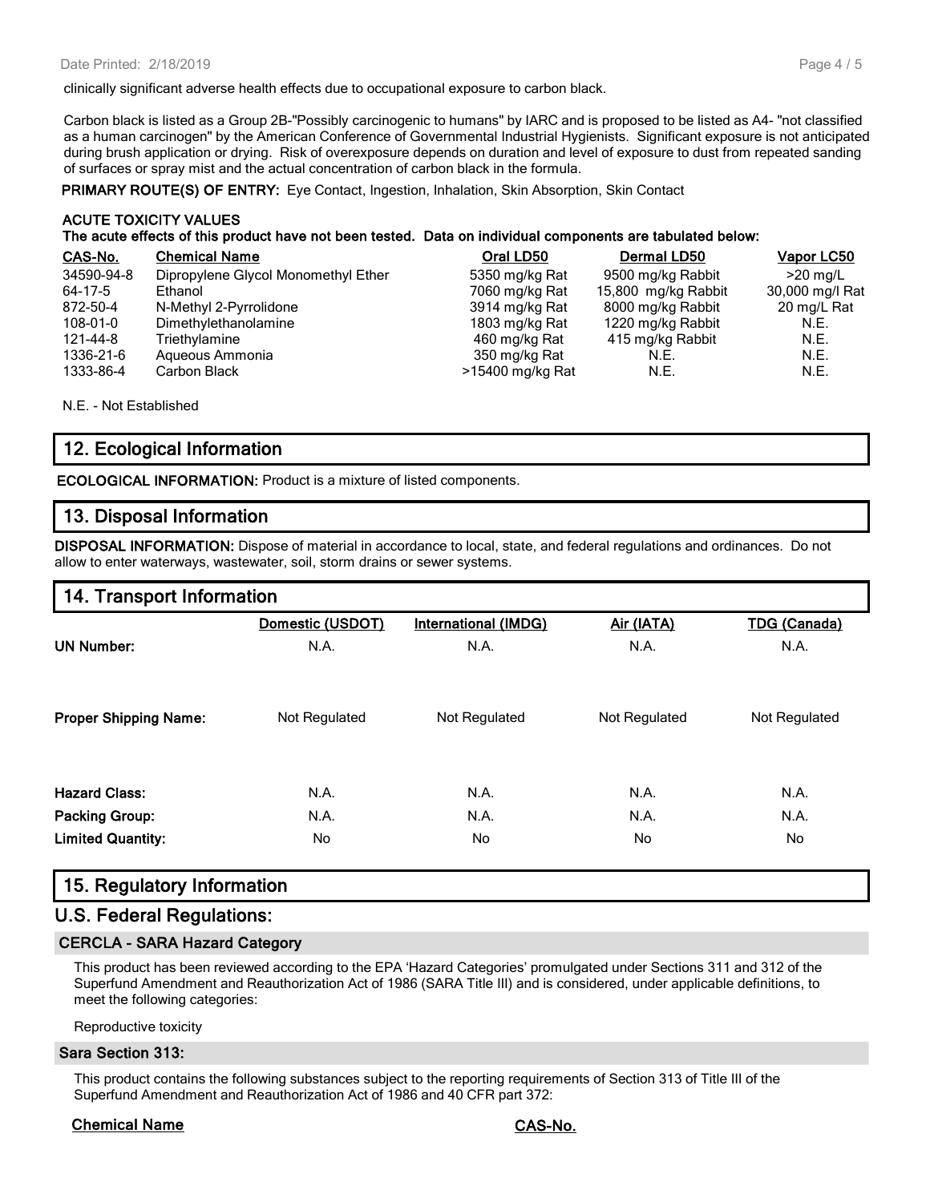clinically significant adverse health effects due to occupational exposure to carbon black.

Carbon black is listed as a Group 2B-"Possibly carcinogenic to humans" by IARC and is proposed to be listed as A4- "not classified as a human carcinogen" by the American Conference of Governmental Industrial Hygienists. Significant exposure is not anticipated during brush application or drying. Risk of overexposure depends on duration and level of exposure to dust from repeated sanding of surfaces or spray mist and the actual concentration of carbon black in the formula.

**PRIMARY ROUTE(S) OF ENTRY:** Eye Contact, Ingestion, Inhalation, Skin Absorption, Skin Contact

**ACUTE TOXICITY VALUES**
**The acute effects of this product have not been tested. Data on individual components are tabulated below:**

| CAS-No. | Chemical Name | Oral LD50 | Dermal LD50 | Vapor LC50 |
|---|---|---|---|---|
| 34590-94-8 | Dipropylene Glycol Monomethyl Ether | 5350 mg/kg Rat | 9500 mg/kg Rabbit | >20 mg/L |
| 64-17-5 | Ethanol | 7060 mg/kg Rat | 15,800 mg/kg Rabbit | 30,000 mg/l Rat |
| 872-50-4 | N-Methyl 2-Pyrrolidone | 3914 mg/kg Rat | 8000 mg/kg Rabbit | 20 mg/L Rat |
| 108-01-0 | Dimethylethanolamine | 1803 mg/kg Rat | 1220 mg/kg Rabbit | N.E. |
| 121-44-8 | Triethylamine | 460 mg/kg Rat | 415 mg/kg Rabbit | N.E. |
| 1336-21-6 | Aqueous Ammonia | 350 mg/kg Rat | N.E. | N.E. |
| 1333-86-4 | Carbon Black | >15400 mg/kg Rat | N.E. | N.E. |

N.E. - Not Established

## 12. Ecological Information

**ECOLOGICAL INFORMATION:** Product is a mixture of listed components.

## 13. Disposal Information

**DISPOSAL INFORMATION:** Dispose of material in accordance to local, state, and federal regulations and ordinances. Do not allow to enter waterways, wastewater, soil, storm drains or sewer systems.

## 14. Transport Information

| | Domestic (USDOT) | International (IMDG) | Air (IATA) | TDG (Canada) |
|---|---|---|---|---|
| **UN Number:** | N.A. | N.A. | N.A. | N.A. |
| **Proper Shipping Name:** | Not Regulated | Not Regulated | Not Regulated | Not Regulated |
| **Hazard Class:** | N.A. | N.A. | N.A. | N.A. |
| **Packing Group:** | N.A. | N.A. | N.A. | N.A. |
| **Limited Quantity:** | No | No | No | No |

## 15. Regulatory Information

## U.S. Federal Regulations:

### CERCLA - SARA Hazard Category

This product has been reviewed according to the EPA 'Hazard Categories' promulgated under Sections 311 and 312 of the Superfund Amendment and Reauthorization Act of 1986 (SARA Title III) and is considered, under applicable definitions, to meet the following categories:

Reproductive toxicity

### Sara Section 313:

This product contains the following substances subject to the reporting requirements of Section 313 of Title III of the Superfund Amendment and Reauthorization Act of 1986 and 40 CFR part 372:

| Chemical Name | CAS-No. |
|---|---|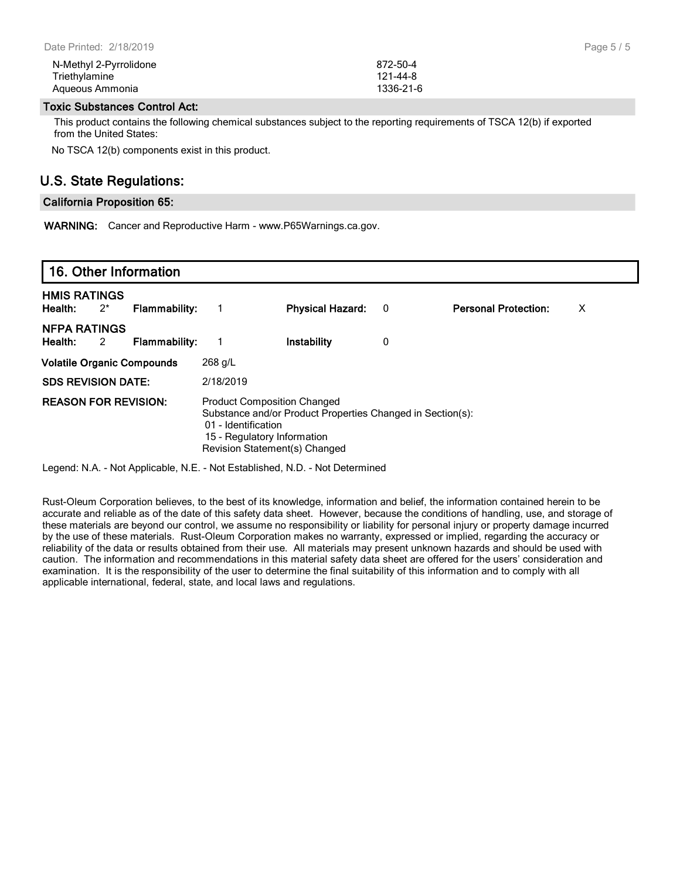| | |
|---|---|
| N-Methyl 2-Pyrrolidone | 872-50-4 |
| Triethylamine | 121-44-8 |
| Aqueous Ammonia | 1336-21-6 |

**Toxic Substances Control Act:**

This product contains the following chemical substances subject to the reporting requirements of TSCA 12(b) if exported from the United States:

No TSCA 12(b) components exist in this product.

## U.S. State Regulations:

**California Proposition 65:**

**WARNING:** Cancer and Reproductive Harm - www.P65Warnings.ca.gov.

## 16. Other Information

**HMIS RATINGS**

| | | | | | | | |
|---|---|---|---|---|---|---|---|
| **Health:** | 2* | **Flammability:** | 1 | **Physical Hazard:** | 0 | **Personal Protection:** | X |

**NFPA RATINGS**

| | | | | | |
|---|---|---|---|---|---|
| **Health:** | 2 | **Flammability:** | 1 | **Instability** | 0 |

**Volatile Organic Compounds** 268 g/L

**SDS REVISION DATE:** 2/18/2019

**REASON FOR REVISION:** Product Composition Changed
Substance and/or Product Properties Changed in Section(s):
01 - Identification
15 - Regulatory Information
Revision Statement(s) Changed

Legend: N.A. - Not Applicable, N.E. - Not Established, N.D. - Not Determined

Rust-Oleum Corporation believes, to the best of its knowledge, information and belief, the information contained herein to be accurate and reliable as of the date of this safety data sheet. However, because the conditions of handling, use, and storage of these materials are beyond our control, we assume no responsibility or liability for personal injury or property damage incurred by the use of these materials. Rust-Oleum Corporation makes no warranty, expressed or implied, regarding the accuracy or reliability of the data or results obtained from their use. All materials may present unknown hazards and should be used with caution. The information and recommendations in this material safety data sheet are offered for the users' consideration and examination. It is the responsibility of the user to determine the final suitability of this information and to comply with all applicable international, federal, state, and local laws and regulations.